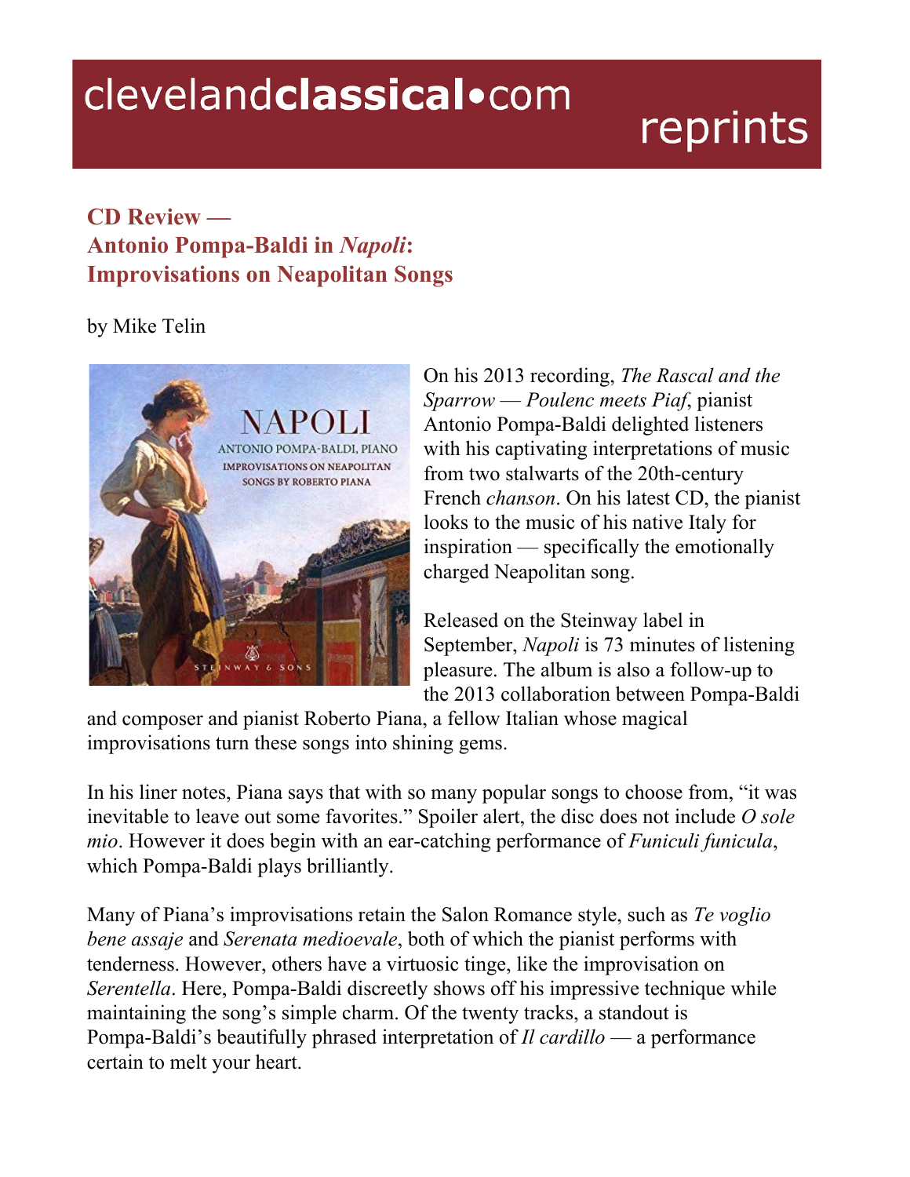clevelandclassical•com reprints

## CD Review — Antonio Pompa-Baldi in *Napoli*: Improvisations on Neapolitan Songs

by Mike Telin

On his 2013 recording, *The Rascal and the Sparrow — Poulenc meets Piaf*, pianist Antonio Pompa-Baldi delighted listeners with his captivating interpretations of music from two stalwarts of the 20th-century French *chanson*. On his latest CD, the pianist looks to the music of his native Italy for inspiration — specifically the emotionally charged Neapolitan song.

Released on the Steinway label in September, *Napoli* is 73 minutes of listening pleasure. The album is also a follow-up to the 2013 collaboration between Pompa-Baldi and composer and pianist Roberto Piana, a fellow Italian whose magical improvisations turn these songs into shining gems.

In his liner notes, Piana says that with so many popular songs to choose from, "it was inevitable to leave out some favorites." Spoiler alert, the disc does not include *O sole mio*. However it does begin with an ear-catching performance of *Funiculi funicula*, which Pompa-Baldi plays brilliantly.

Many of Piana's improvisations retain the Salon Romance style, such as *Te voglio bene assaje* and *Serenata medioevale*, both of which the pianist performs with tenderness. However, others have a virtuosic tinge, like the improvisation on *Serentella*. Here, Pompa-Baldi discreetly shows off his impressive technique while maintaining the song's simple charm. Of the twenty tracks, a standout is Pompa-Baldi's beautifully phrased interpretation of *Il cardillo* — a performance certain to melt your heart.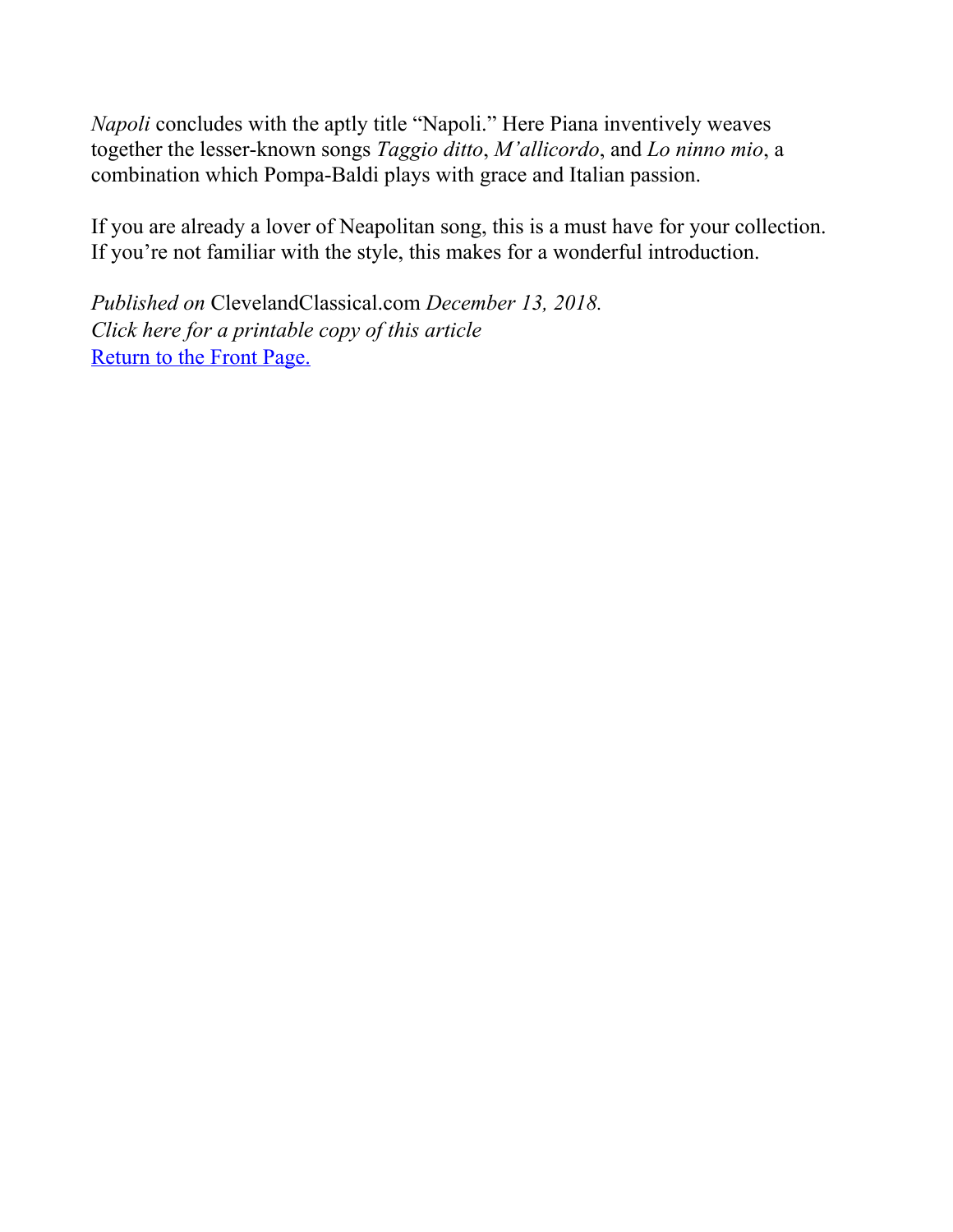*Napoli* concludes with the aptly title “Napoli.” Here Piana inventively weaves together the lesser-known songs *Taggio ditto*, *M’allicordo*, and *Lo ninno mio*, a combination which Pompa-Baldi plays with grace and Italian passion.

If you are already a lover of Neapolitan song, this is a must have for your collection. If you’re not familiar with the style, this makes for a wonderful introduction.

*Published on* ClevelandClassical.com *December 13, 2018.*
*Click here for a printable copy of this article*
Return to the Front Page.